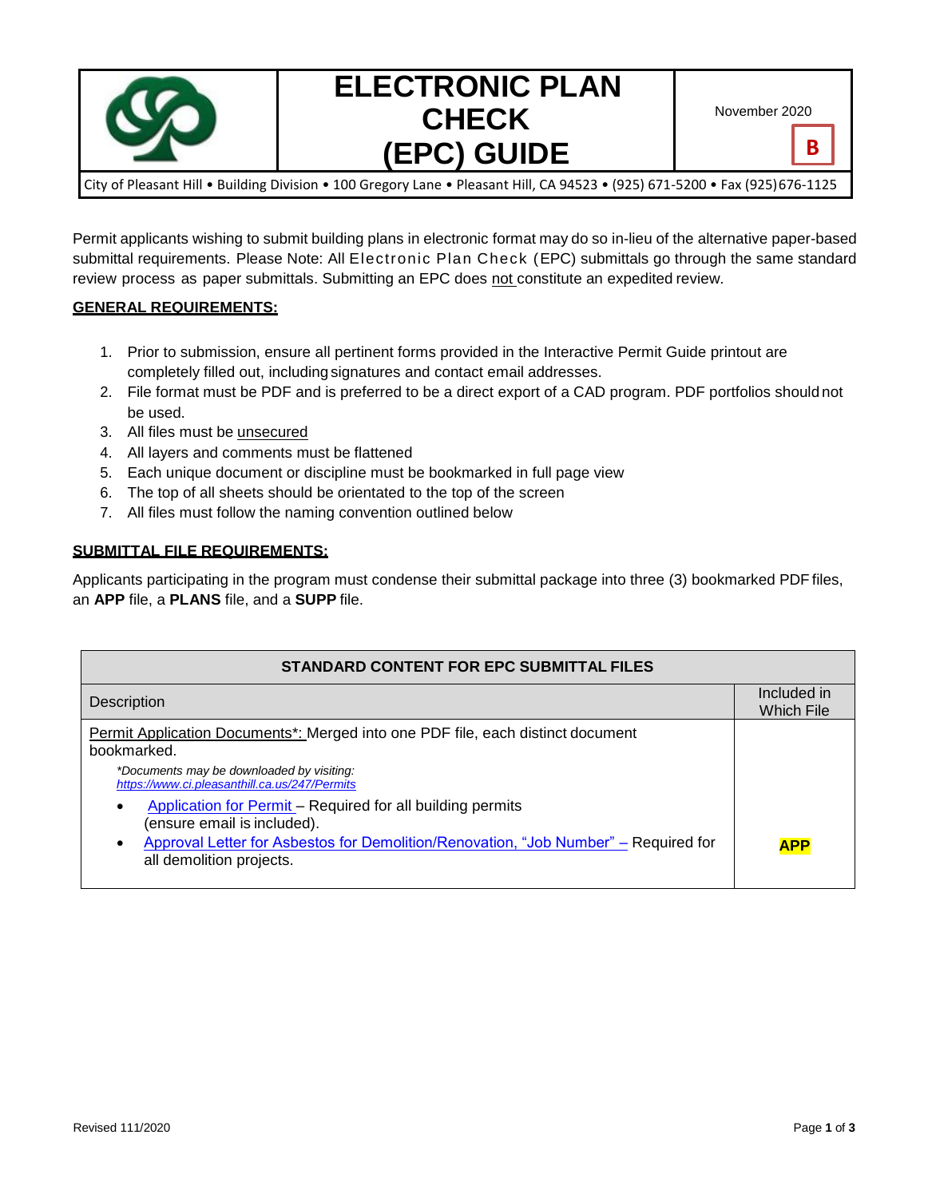# ELECTRONIC PLAN CHECK (EPC) GUIDE

November 2020

**B**

City of Pleasant Hill • Building Division • 100 Gregory Lane • Pleasant Hill, CA 94523 • (925) 671-5200 • Fax (925) 676-1125

Permit applicants wishing to submit building plans in electronic format may do so in-lieu of the alternative paper-based submittal requirements. Please Note: All Electronic Plan Check (EPC) submittals go through the same standard review process as paper submittals. Submitting an EPC does not constitute an expedited review.

## GENERAL REQUIREMENTS:

1. Prior to submission, ensure all pertinent forms provided in the Interactive Permit Guide printout are completely filled out, including signatures and contact email addresses.
2. File format must be PDF and is preferred to be a direct export of a CAD program. PDF portfolios should not be used.
3. All files must be unsecured
4. All layers and comments must be flattened
5. Each unique document or discipline must be bookmarked in full page view
6. The top of all sheets should be orientated to the top of the screen
7. All files must follow the naming convention outlined below

## SUBMITTAL FILE REQUIREMENTS:

Applicants participating in the program must condense their submittal package into three (3) bookmarked PDF files, an **APP** file, a **PLANS** file, and a **SUPP** file.

| STANDARD CONTENT FOR EPC SUBMITTAL FILES | |
|---|---|
| Description | Included in Which File |
| Permit Application Documents*: Merged into one PDF file, each distinct document bookmarked.<br>*\*Documents may be downloaded by visiting: https://www.ci.pleasanthill.ca.us/247/Permits*<br>• Application for Permit – Required for all building permits (ensure email is included).<br>• Approval Letter for Asbestos for Demolition/Renovation, "Job Number" – Required for all demolition projects. | **APP** |

Revised 111/2020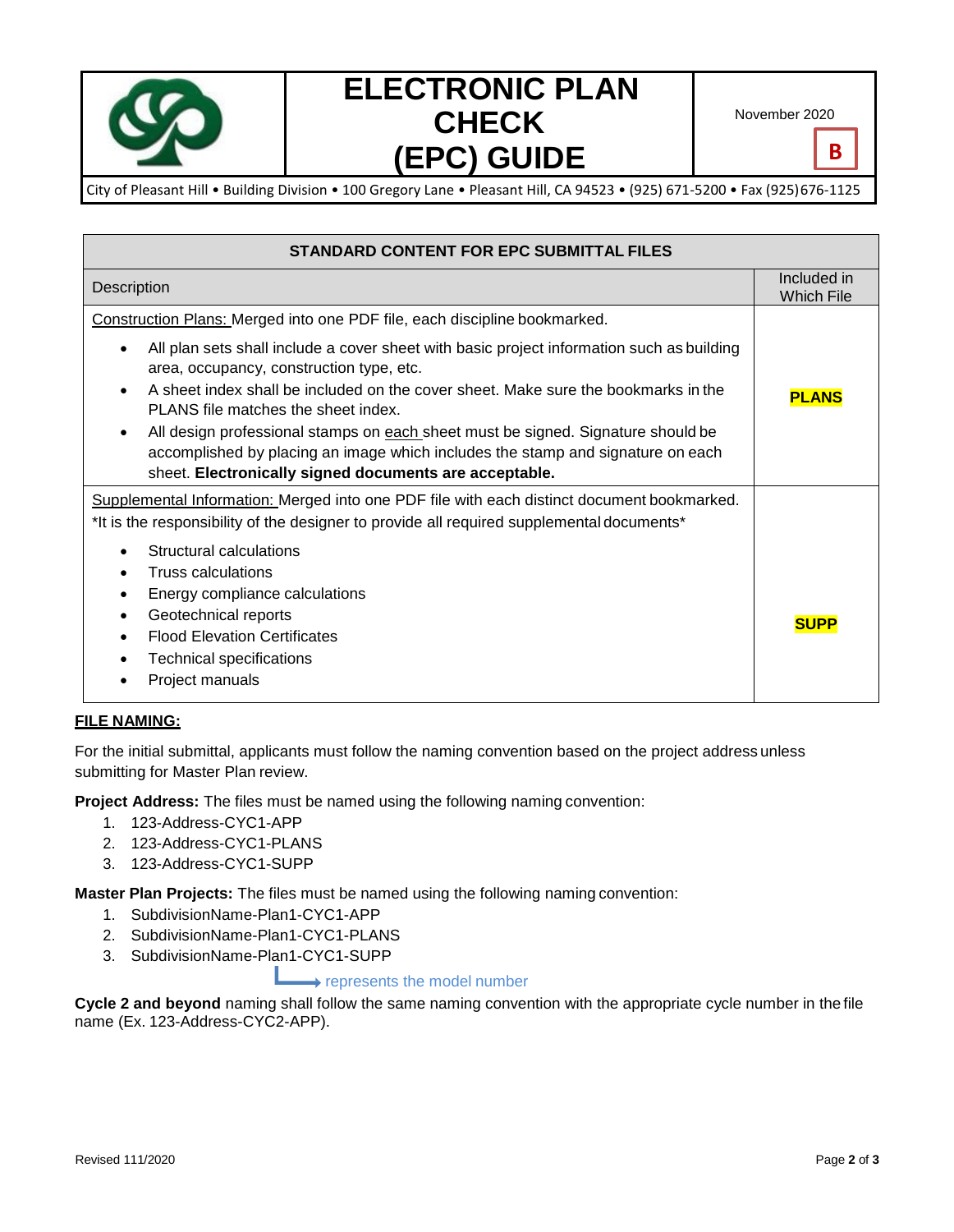# ELECTRONIC PLAN CHECK (EPC) GUIDE

November 2020

**B**

City of Pleasant Hill • Building Division • 100 Gregory Lane • Pleasant Hill, CA 94523 • (925) 671-5200 • Fax (925) 676-1125

| **STANDARD CONTENT FOR EPC SUBMITTAL FILES** | |
|---|---|
| Description | Included in Which File |
| Construction Plans: Merged into one PDF file, each discipline bookmarked.<br>• All plan sets shall include a cover sheet with basic project information such as building area, occupancy, construction type, etc.<br>• A sheet index shall be included on the cover sheet. Make sure the bookmarks in the PLANS file matches the sheet index.<br>• All design professional stamps on each sheet must be signed. Signature should be accomplished by placing an image which includes the stamp and signature on each sheet. **Electronically signed documents are acceptable.** | **PLANS** |
| Supplemental Information: Merged into one PDF file with each distinct document bookmarked.<br>*It is the responsibility of the designer to provide all required supplemental documents*<br>• Structural calculations<br>• Truss calculations<br>• Energy compliance calculations<br>• Geotechnical reports<br>• Flood Elevation Certificates<br>• Technical specifications<br>• Project manuals | **SUPP** |

## FILE NAMING:

For the initial submittal, applicants must follow the naming convention based on the project address unless submitting for Master Plan review.

**Project Address:** The files must be named using the following naming convention:

1. 123-Address-CYC1-APP
2. 123-Address-CYC1-PLANS
3. 123-Address-CYC1-SUPP

**Master Plan Projects:** The files must be named using the following naming convention:

1. SubdivisionName-Plan1-CYC1-APP
2. SubdivisionName-Plan1-CYC1-PLANS
3. SubdivisionName-Plan1-CYC1-SUPP

(Plan1 → represents the model number)

**Cycle 2 and beyond** naming shall follow the same naming convention with the appropriate cycle number in the file name (Ex. 123-Address-CYC2-APP).

Revised 111/2020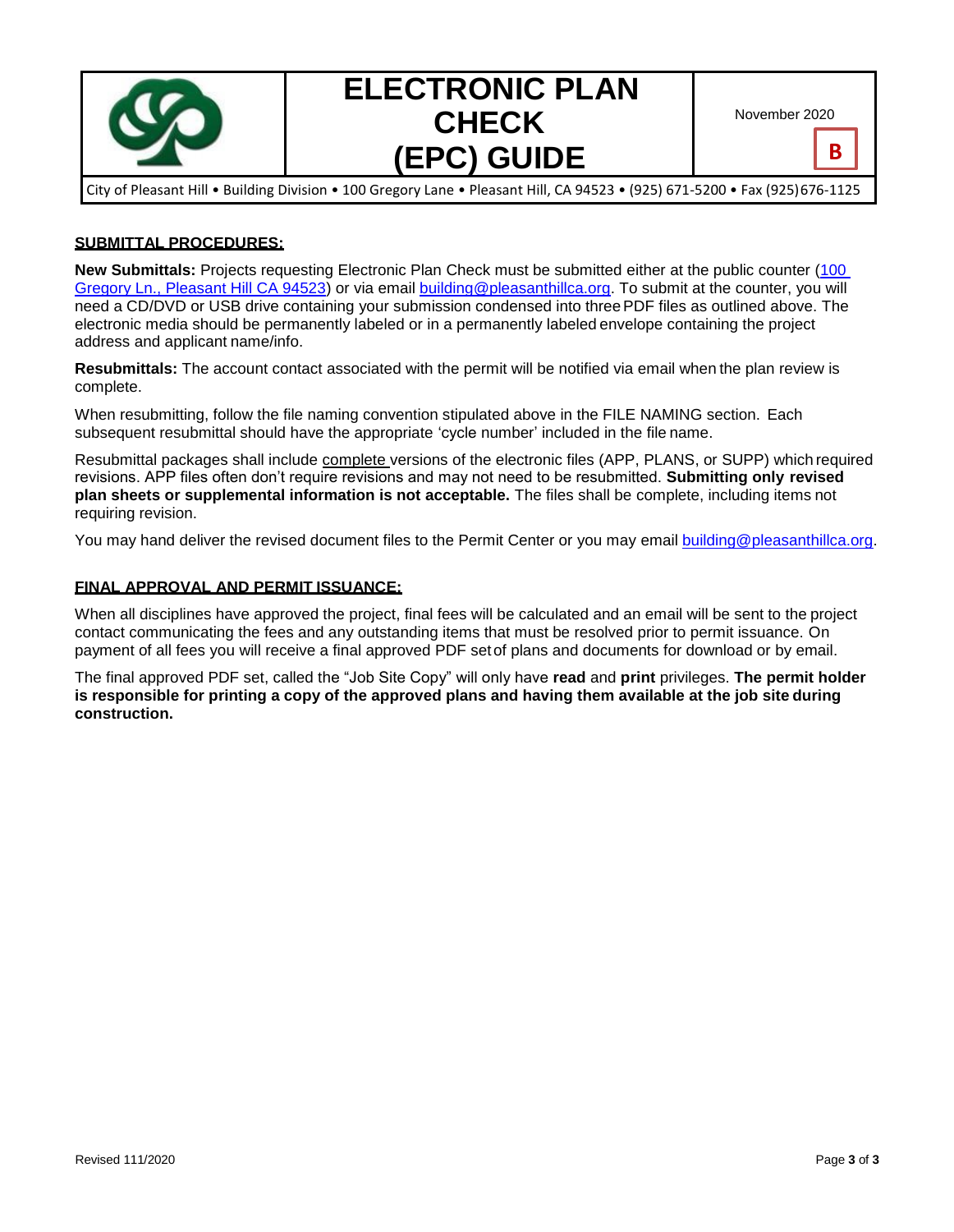# ELECTRONIC PLAN CHECK (EPC) GUIDE

November 2020

**B**

City of Pleasant Hill • Building Division • 100 Gregory Lane • Pleasant Hill, CA 94523 • (925) 671-5200 • Fax (925) 676-1125

## SUBMITTAL PROCEDURES:

**New Submittals:** Projects requesting Electronic Plan Check must be submitted either at the public counter (100 Gregory Ln., Pleasant Hill CA 94523) or via email building@pleasanthillca.org. To submit at the counter, you will need a CD/DVD or USB drive containing your submission condensed into three PDF files as outlined above. The electronic media should be permanently labeled or in a permanently labeled envelope containing the project address and applicant name/info.

**Resubmittals:** The account contact associated with the permit will be notified via email when the plan review is complete.

When resubmitting, follow the file naming convention stipulated above in the FILE NAMING section. Each subsequent resubmittal should have the appropriate 'cycle number' included in the file name.

Resubmittal packages shall include complete versions of the electronic files (APP, PLANS, or SUPP) which required revisions. APP files often don't require revisions and may not need to be resubmitted. **Submitting only revised plan sheets or supplemental information is not acceptable.** The files shall be complete, including items not requiring revision.

You may hand deliver the revised document files to the Permit Center or you may email building@pleasanthillca.org.

## FINAL APPROVAL AND PERMIT ISSUANCE:

When all disciplines have approved the project, final fees will be calculated and an email will be sent to the project contact communicating the fees and any outstanding items that must be resolved prior to permit issuance. On payment of all fees you will receive a final approved PDF set of plans and documents for download or by email.

The final approved PDF set, called the "Job Site Copy" will only have **read** and **print** privileges. **The permit holder is responsible for printing a copy of the approved plans and having them available at the job site during construction.**